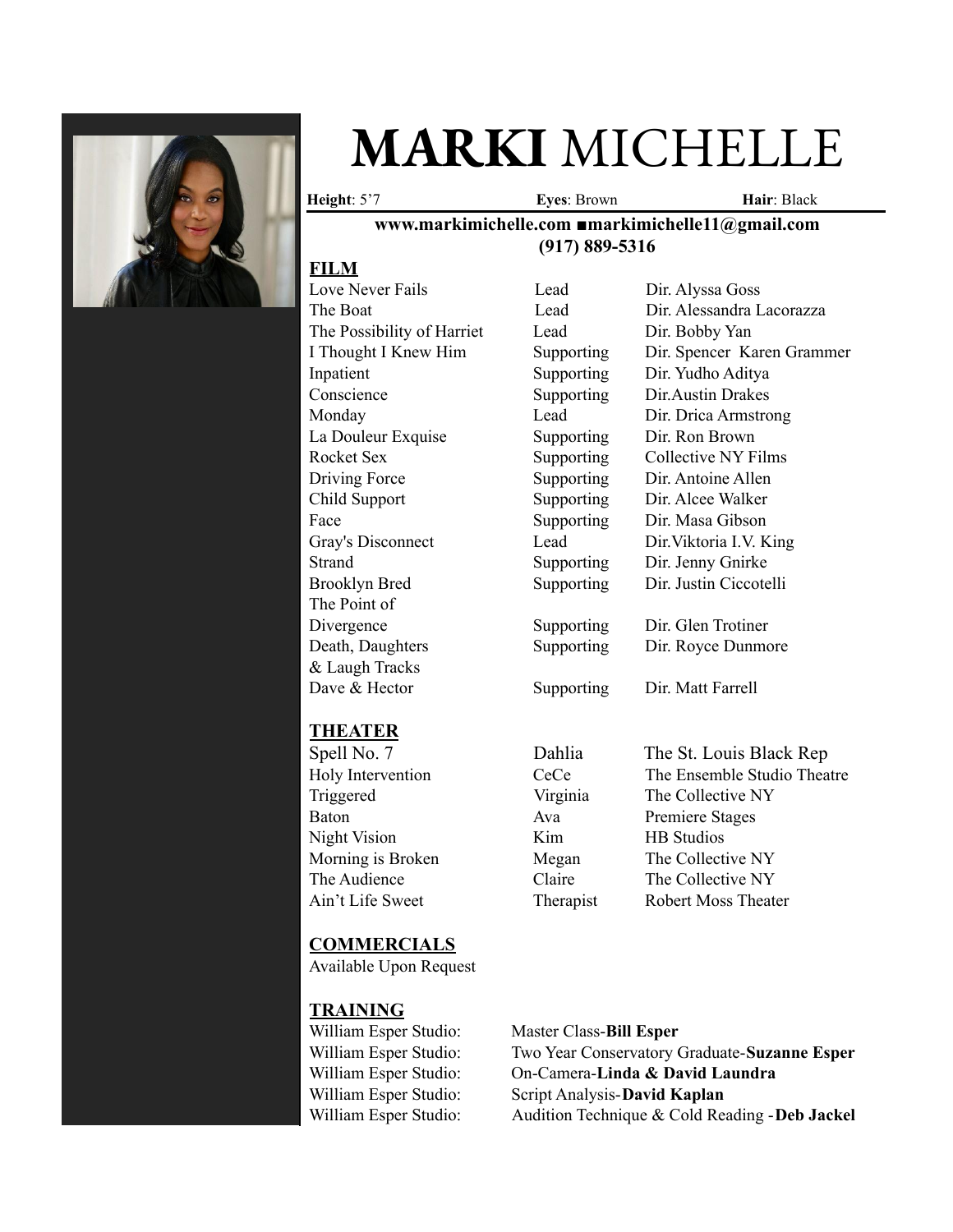# **MARKI** MICHELLE

**Height**: 5'7 **Eyes**: Brown **Hair**: Black

**www.markimichelle.com ■markimichelle11@gmail.com**
**(917) 889-5316**

## FILM

| | | |
|---|---|---|
| Love Never Fails | Lead | Dir. Alyssa Goss |
| The Boat | Lead | Dir. Alessandra Lacorazza |
| The Possibility of Harriet | Lead | Dir. Bobby Yan |
| I Thought I Knew Him | Supporting | Dir. Spencer Karen Grammer |
| Inpatient | Supporting | Dir. Yudho Aditya |
| Conscience | Supporting | Dir.Austin Drakes |
| Monday | Lead | Dir. Drica Armstrong |
| La Douleur Exquise | Supporting | Dir. Ron Brown |
| Rocket Sex | Supporting | Collective NY Films |
| Driving Force | Supporting | Dir. Antoine Allen |
| Child Support | Supporting | Dir. Alcee Walker |
| Face | Supporting | Dir. Masa Gibson |
| Gray's Disconnect | Lead | Dir.Viktoria I.V. King |
| Strand | Supporting | Dir. Jenny Gnirke |
| Brooklyn Bred | Supporting | Dir. Justin Ciccotelli |
| The Point of Divergence | Supporting | Dir. Glen Trotiner |
| Death, Daughters & Laugh Tracks | Supporting | Dir. Royce Dunmore |
| Dave & Hector | Supporting | Dir. Matt Farrell |

## THEATER

| | | |
|---|---|---|
| Spell No. 7 | Dahlia | The St. Louis Black Rep |
| Holy Intervention | CeCe | The Ensemble Studio Theatre |
| Triggered | Virginia | The Collective NY |
| Baton | Ava | Premiere Stages |
| Night Vision | Kim | HB Studios |
| Morning is Broken | Megan | The Collective NY |
| The Audience | Claire | The Collective NY |
| Ain't Life Sweet | Therapist | Robert Moss Theater |

## COMMERCIALS

Available Upon Request

## TRAINING

| | |
|---|---|
| William Esper Studio: | Master Class-**Bill Esper** |
| William Esper Studio: | Two Year Conservatory Graduate-**Suzanne Esper** |
| William Esper Studio: | On-Camera-**Linda & David Laundra** |
| William Esper Studio: | Script Analysis-**David Kaplan** |
| William Esper Studio: | Audition Technique & Cold Reading -**Deb Jackel** |